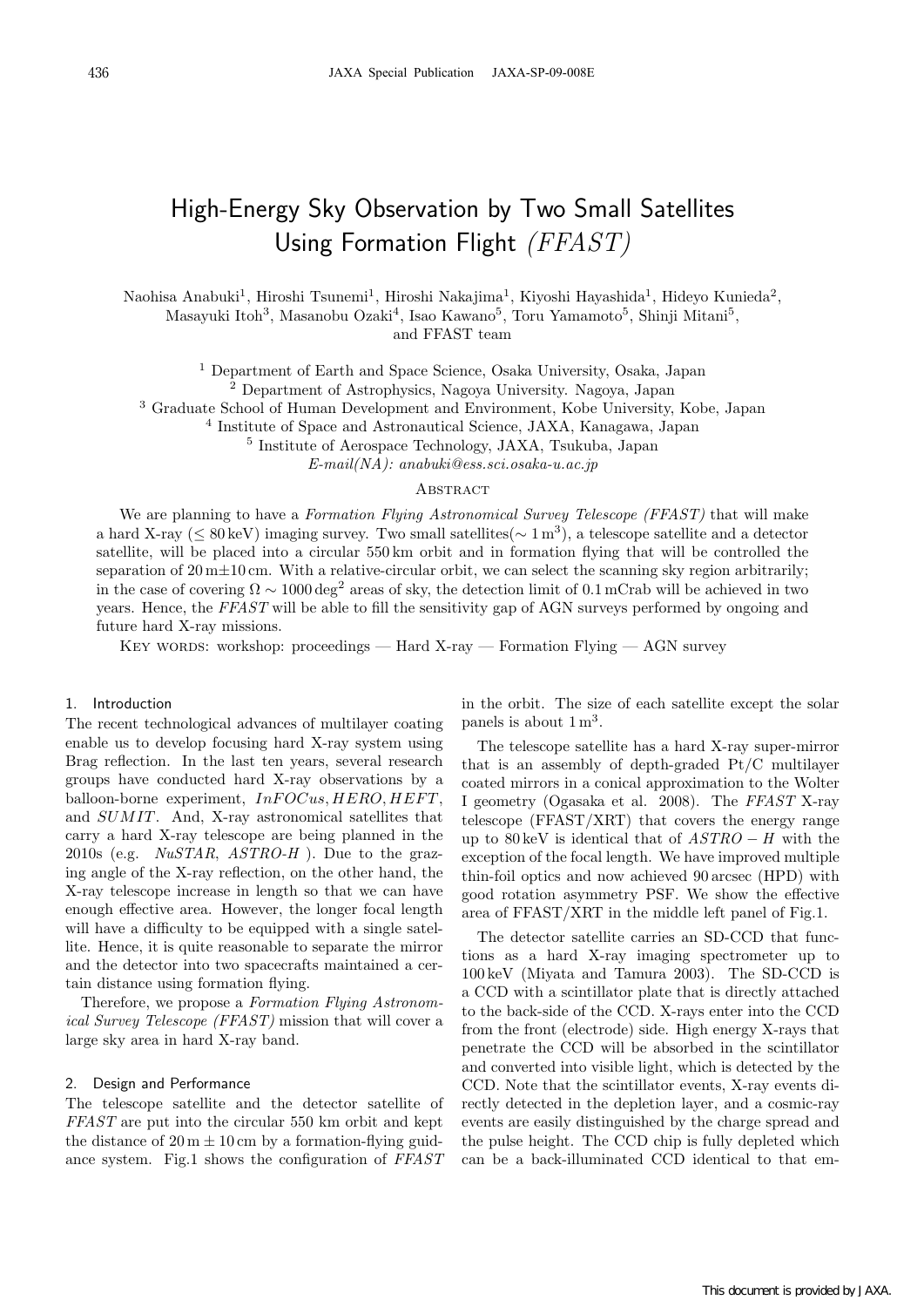# High-Energy Sky Observation by Two Small Satellites Using Formation Flight *(FFAST)*

Naohisa Anabuki[1], Hiroshi Tsunemi[1], Hiroshi Nakajima[1], Kiyoshi Hayashida[1], Hideyo Kunieda[2], Masayuki Itoh[3], Masanobu Ozaki[4], Isao Kawano[5], Toru Yamamoto[5], Shinji Mitani[5], and FFAST team

[1] Department of Earth and Space Science, Osaka University, Osaka, Japan
[2] Department of Astrophysics, Nagoya University. Nagoya, Japan
[3] Graduate School of Human Development and Environment, Kobe University, Kobe, Japan
[4] Institute of Space and Astronautical Science, JAXA, Kanagawa, Japan
[5] Institute of Aerospace Technology, JAXA, Tsukuba, Japan
*E-mail(NA): anabuki@ess.sci.osaka-u.ac.jp*

## Abstract

We are planning to have a *Formation Flying Astronomical Survey Telescope (FFAST)* that will make a hard X-ray ($\leq 80$ keV) imaging survey. Two small satellites($\sim 1\,\mathrm{m}^3$), a telescope satellite and a detector satellite, will be placed into a circular 550 km orbit and in formation flying that will be controlled the separation of 20 m$\pm$10 cm. With a relative-circular orbit, we can select the scanning sky region arbitrarily; in the case of covering $\Omega \sim 1000\,\mathrm{deg}^2$ areas of sky, the detection limit of 0.1 mCrab will be achieved in two years. Hence, the *FFAST* will be able to fill the sensitivity gap of AGN surveys performed by ongoing and future hard X-ray missions.

Key words: workshop: proceedings — Hard X-ray — Formation Flying — AGN survey

## 1. Introduction

The recent technological advances of multilayer coating enable us to develop focusing hard X-ray system using Brag reflection. In the last ten years, several research groups have conducted hard X-ray observations by a balloon-borne experiment, *InFOCus*, *HERO*, *HEFT*, and *SUMIT*. And, X-ray astronomical satellites that carry a hard X-ray telescope are being planned in the 2010s (e.g. *NuSTAR*, *ASTRO-H* ). Due to the grazing angle of the X-ray reflection, on the other hand, the X-ray telescope increase in length so that we can have enough effective area. However, the longer focal length will have a difficulty to be equipped with a single satellite. Hence, it is quite reasonable to separate the mirror and the detector into two spacecrafts maintained a certain distance using formation flying.

Therefore, we propose a *Formation Flying Astronomical Survey Telescope (FFAST)* mission that will cover a large sky area in hard X-ray band.

## 2. Design and Performance

The telescope satellite and the detector satellite of *FFAST* are put into the circular 550 km orbit and kept the distance of 20 m $\pm$ 10 cm by a formation-flying guidance system. Fig.1 shows the configuration of *FFAST* in the orbit. The size of each satellite except the solar panels is about $1\,\mathrm{m}^3$.

The telescope satellite has a hard X-ray super-mirror that is an assembly of depth-graded Pt/C multilayer coated mirrors in a conical approximation to the Wolter I geometry (Ogasaka et al. 2008). The *FFAST* X-ray telescope (FFAST/XRT) that covers the energy range up to 80 keV is identical that of $ASTRO-H$ with the exception of the focal length. We have improved multiple thin-foil optics and now achieved 90 arcsec (HPD) with good rotation asymmetry PSF. We show the effective area of FFAST/XRT in the middle left panel of Fig.1.

The detector satellite carries an SD-CCD that functions as a hard X-ray imaging spectrometer up to 100 keV (Miyata and Tamura 2003). The SD-CCD is a CCD with a scintillator plate that is directly attached to the back-side of the CCD. X-rays enter into the CCD from the front (electrode) side. High energy X-rays that penetrate the CCD will be absorbed in the scintillator and converted into visible light, which is detected by the CCD. Note that the scintillator events, X-ray events directly detected in the depletion layer, and a cosmic-ray events are easily distinguished by the charge spread and the pulse height. The CCD chip is fully depleted which can be a back-illuminated CCD identical to that em-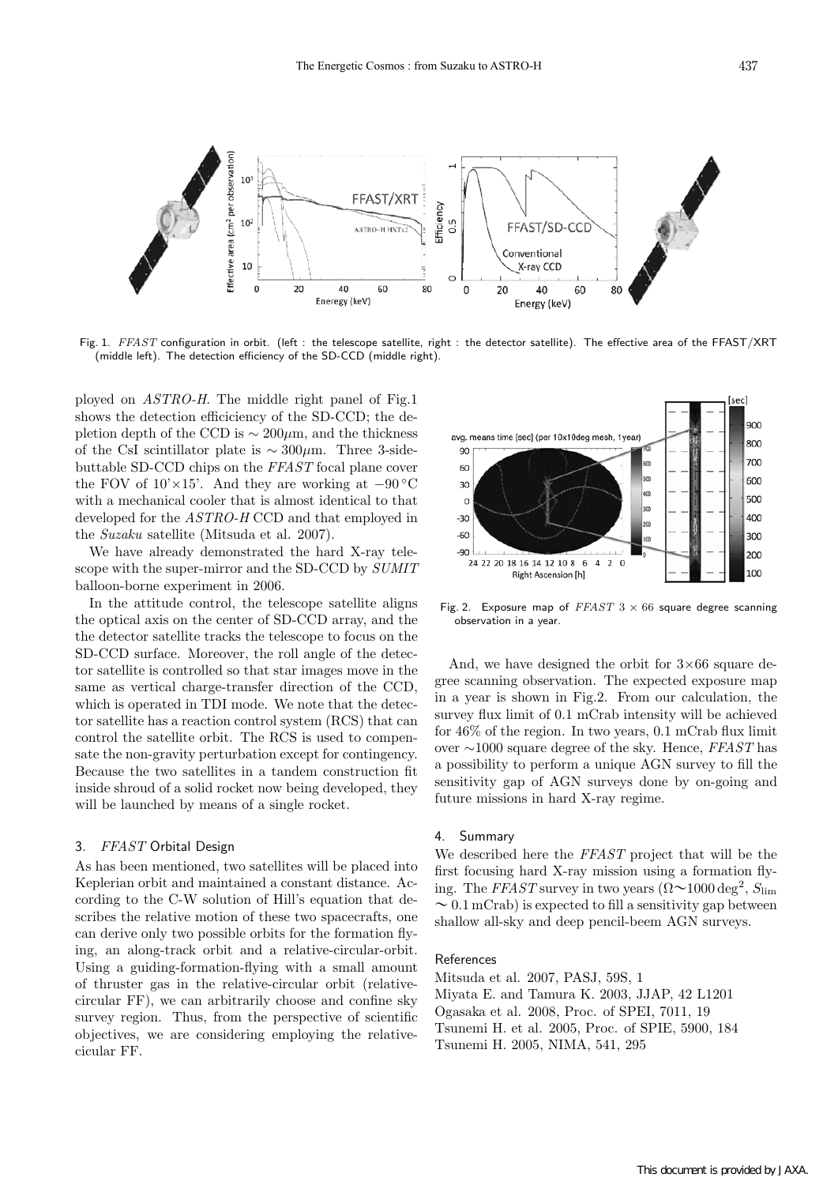FFAST/XRT

Effective area (cm² per observation)

$10^3$

$10^2$

10

ASTRO-H HXT×2

0 20 40 60 80

Eneregy (keV)

Efficiency

1

0.5

0

FFAST/SD-CCD

Conventional X-ray CCD

0 20 40 60 80

Energy (keV)

Fig. 1. *FFAST* configuration in orbit. (left : the telescope satellite, right : the detector satellite). The effective area of the FFAST/XRT (middle left). The detection efficiency of the SD-CCD (middle right).

ployed on *ASTRO-H*. The middle right panel of Fig.1 shows the detection efficiciency of the SD-CCD; the depletion depth of the CCD is $\sim 200\mu$m, and the thickness of the CsI scintillator plate is $\sim 300\mu$m. Three 3-side-buttable SD-CCD chips on the *FFAST* focal plane cover the FOV of 10'×15'. And they are working at $-90\,^{\circ}$C with a mechanical cooler that is almost identical to that developed for the *ASTRO-H* CCD and that employed in the *Suzaku* satellite (Mitsuda et al. 2007).

We have already demonstrated the hard X-ray telescope with the super-mirror and the SD-CCD by *SUMIT* balloon-borne experiment in 2006.

In the attitude control, the telescope satellite aligns the optical axis on the center of SD-CCD array, and the the detector satellite tracks the telescope to focus on the SD-CCD surface. Moreover, the roll angle of the detector satellite is controlled so that star images move in the same as vertical charge-transfer direction of the CCD, which is operated in TDI mode. We note that the detector satellite has a reaction control system (RCS) that can control the satellite orbit. The RCS is used to compensate the non-gravity perturbation except for contingency. Because the two satellites in a tandem construction fit inside shroud of a solid rocket now being developed, they will be launched by means of a single rocket.

## 3. *FFAST* Orbital Design

As has been mentioned, two satellites will be placed into Keplerian orbit and maintained a constant distance. According to the C-W solution of Hill's equation that describes the relative motion of these two spacecrafts, one can derive only two possible orbits for the formation flying, an along-track orbit and a relative-circular-orbit. Using a guiding-formation-flying with a small amount of thruster gas in the relative-circular orbit (relative-circular FF), we can arbitrarily choose and confine sky survey region. Thus, from the perspective of scientific objectives, we are considering employing the relative-cicular FF.

avg. means time [sec] (per 10x10deg mesh, 1year)

90 60 30 0 -30 -60 -90

24 22 20 18 16 14 12 10 8 6 4 2 0

Right Ascension [h]

[sec]

900 800 700 600 500 400 300 200 100

Fig. 2. Exposure map of *FFAST* $3 \times 66$ square degree scanning observation in a year.

And, we have designed the orbit for 3×66 square degree scanning observation. The expected exposure map in a year is shown in Fig.2. From our calculation, the survey flux limit of 0.1 mCrab intensity will be achieved for 46% of the region. In two years, 0.1 mCrab flux limit over ∼1000 square degree of the sky. Hence, *FFAST* has a possibility to perform a unique AGN survey to fill the sensitivity gap of AGN surveys done by on-going and future missions in hard X-ray regime.

## 4. Summary

We described here the *FFAST* project that will be the first focusing hard X-ray mission using a formation flying. The *FFAST* survey in two years ($\Omega \sim 1000\,\mathrm{deg}^2$, $S_{\mathrm{lim}} \sim 0.1\,\mathrm{mCrab}$) is expected to fill a sensitivity gap between shallow all-sky and deep pencil-beem AGN surveys.

## References

Mitsuda et al. 2007, PASJ, 59S, 1

Miyata E. and Tamura K. 2003, JJAP, 42 L1201

Ogasaka et al. 2008, Proc. of SPEI, 7011, 19

Tsunemi H. et al. 2005, Proc. of SPIE, 5900, 184

Tsunemi H. 2005, NIMA, 541, 295